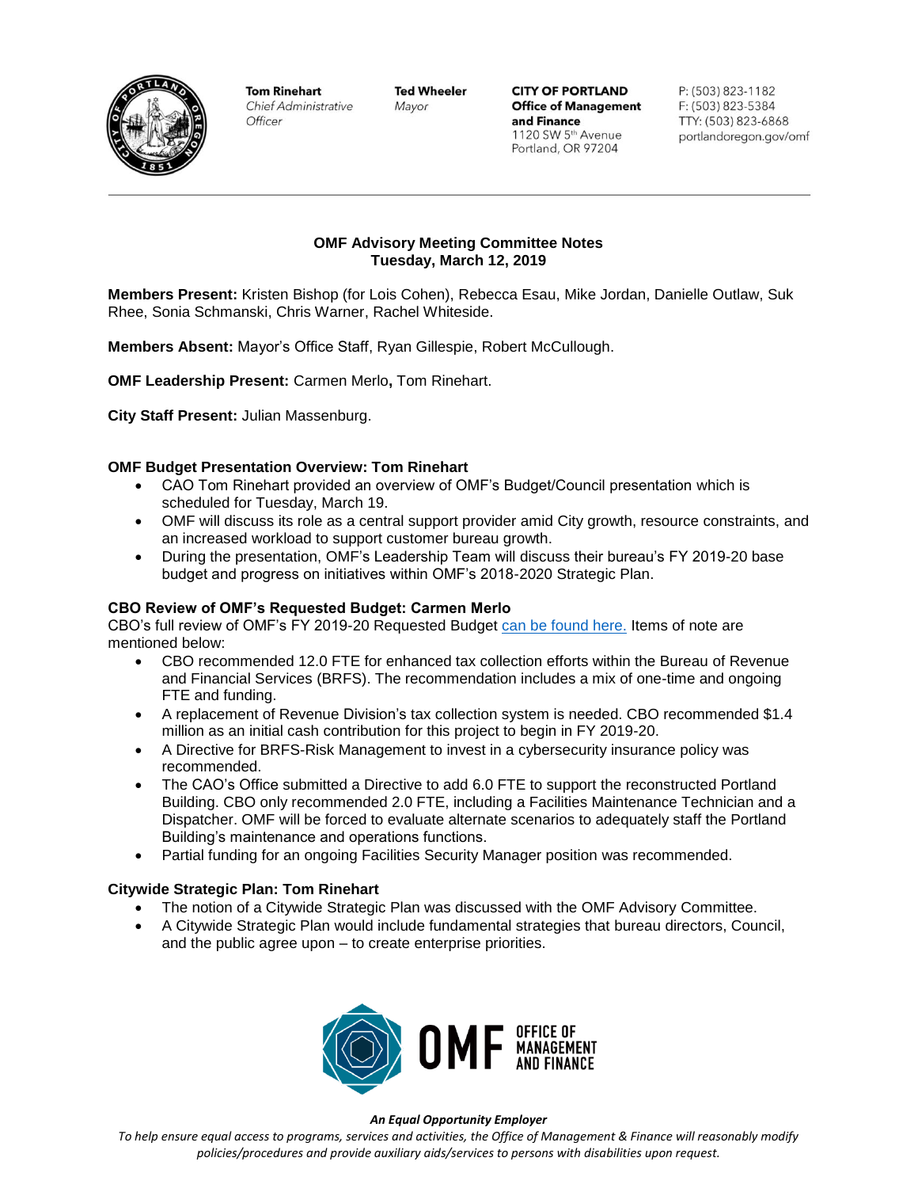Tom Rinehart
*Chief Administrative Officer*

Ted Wheeler
*Mayor*

**CITY OF PORTLAND**
**Office of Management and Finance**
1120 SW 5th Avenue
Portland, OR 97204

P: (503) 823-1182
F: (503) 823-5384
TTY: (503) 823-6868
portlandoregon.gov/omf

---

## OMF Advisory Meeting Committee Notes
## Tuesday, March 12, 2019

**Members Present:** Kristen Bishop (for Lois Cohen), Rebecca Esau, Mike Jordan, Danielle Outlaw, Suk Rhee, Sonia Schmanski, Chris Warner, Rachel Whiteside.

**Members Absent:** Mayor's Office Staff, Ryan Gillespie, Robert McCullough.

**OMF Leadership Present:** Carmen Merlo**,** Tom Rinehart.

**City Staff Present:** Julian Massenburg.

### OMF Budget Presentation Overview: Tom Rinehart

- CAO Tom Rinehart provided an overview of OMF's Budget/Council presentation which is scheduled for Tuesday, March 19.
- OMF will discuss its role as a central support provider amid City growth, resource constraints, and an increased workload to support customer bureau growth.
- During the presentation, OMF's Leadership Team will discuss their bureau's FY 2019-20 base budget and progress on initiatives within OMF's 2018-2020 Strategic Plan.

### CBO Review of OMF's Requested Budget: Carmen Merlo

CBO's full review of OMF's FY 2019-20 Requested Budget can be found here. Items of note are mentioned below:

- CBO recommended 12.0 FTE for enhanced tax collection efforts within the Bureau of Revenue and Financial Services (BRFS). The recommendation includes a mix of one-time and ongoing FTE and funding.
- A replacement of Revenue Division's tax collection system is needed. CBO recommended $1.4 million as an initial cash contribution for this project to begin in FY 2019-20.
- A Directive for BRFS-Risk Management to invest in a cybersecurity insurance policy was recommended.
- The CAO's Office submitted a Directive to add 6.0 FTE to support the reconstructed Portland Building. CBO only recommended 2.0 FTE, including a Facilities Maintenance Technician and a Dispatcher. OMF will be forced to evaluate alternate scenarios to adequately staff the Portland Building's maintenance and operations functions.
- Partial funding for an ongoing Facilities Security Manager position was recommended.

### Citywide Strategic Plan: Tom Rinehart

- The notion of a Citywide Strategic Plan was discussed with the OMF Advisory Committee.
- A Citywide Strategic Plan would include fundamental strategies that bureau directors, Council, and the public agree upon – to create enterprise priorities.

OMF OFFICE OF MANAGEMENT AND FINANCE

***An Equal Opportunity Employer***

*To help ensure equal access to programs, services and activities, the Office of Management & Finance will reasonably modify policies/procedures and provide auxiliary aids/services to persons with disabilities upon request.*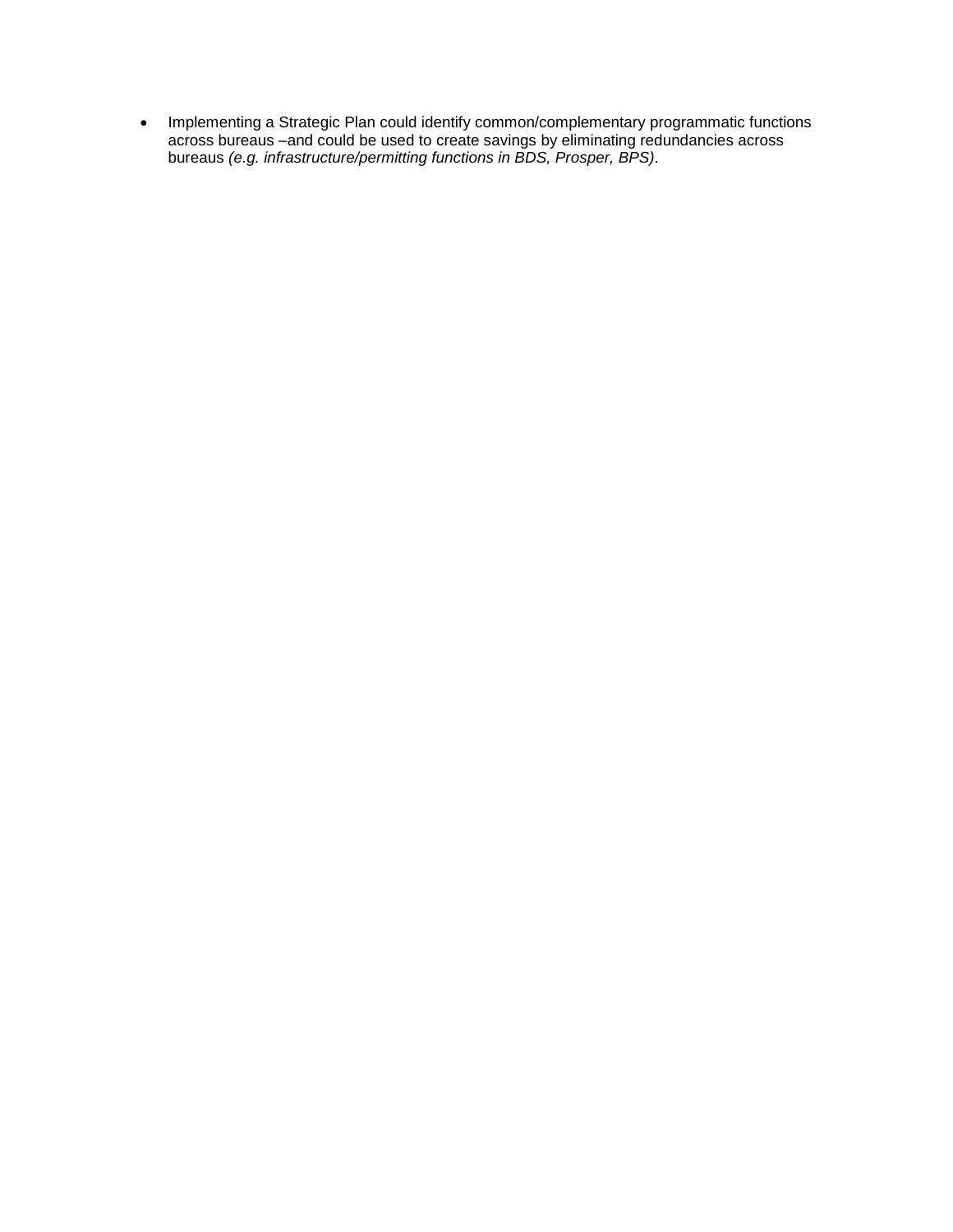- Implementing a Strategic Plan could identify common/complementary programmatic functions across bureaus –and could be used to create savings by eliminating redundancies across bureaus *(e.g. infrastructure/permitting functions in BDS, Prosper, BPS).*